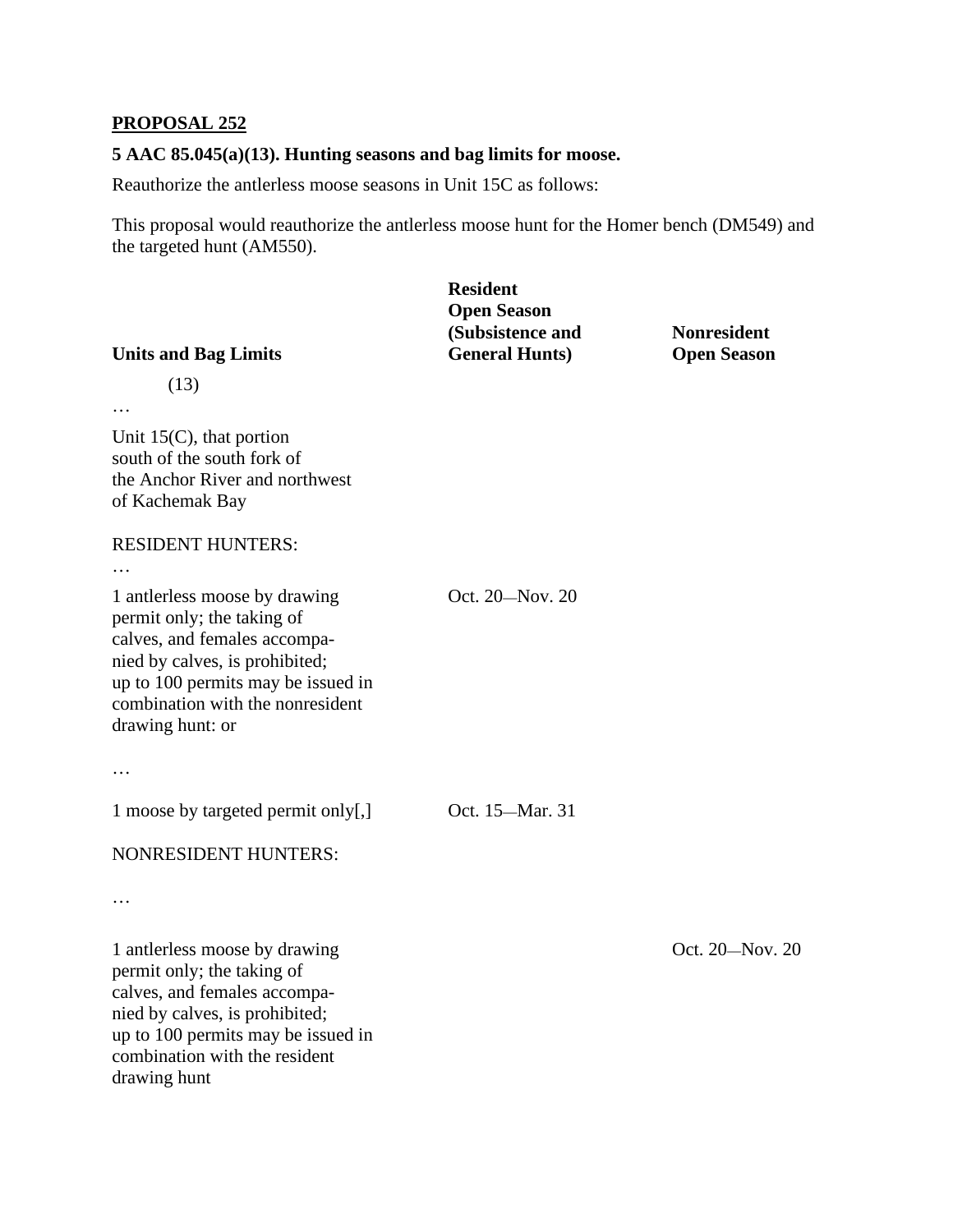**PROPOSAL 252**

**5 AAC 85.045(a)(13). Hunting seasons and bag limits for moose.**

Reauthorize the antlerless moose seasons in Unit 15C as follows:

This proposal would reauthorize the antlerless moose hunt for the Homer bench (DM549) and the targeted hunt (AM550).

| **Units and Bag Limits** | **Resident Open Season (Subsistence and General Hunts)** | **Nonresident Open Season** |
|---|---|---|
| (13) | | |
| … | | |
| Unit 15(C), that portion south of the south fork of the Anchor River and northwest of Kachemak Bay | | |
| RESIDENT HUNTERS: | | |
| … | | |
| 1 antlerless moose by drawing permit only; the taking of calves, and females accompanied by calves, is prohibited; up to 100 permits may be issued in combination with the nonresident drawing hunt: or | Oct. 20—Nov. 20 | |
| … | | |
| 1 moose by targeted permit only[,] | Oct. 15—Mar. 31 | |
| NONRESIDENT HUNTERS: | | |
| … | | |
| 1 antlerless moose by drawing permit only; the taking of calves, and females accompanied by calves, is prohibited; up to 100 permits may be issued in combination with the resident drawing hunt | | Oct. 20—Nov. 20 |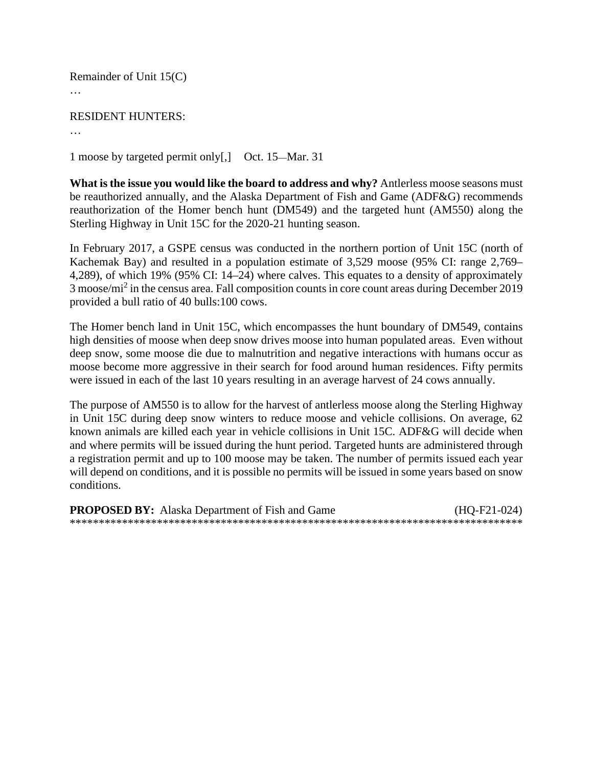Remainder of Unit 15(C)

…

RESIDENT HUNTERS:

…

1 moose by targeted permit only[,] Oct. 15—Mar. 31

**What is the issue you would like the board to address and why?** Antlerless moose seasons must be reauthorized annually, and the Alaska Department of Fish and Game (ADF&G) recommends reauthorization of the Homer bench hunt (DM549) and the targeted hunt (AM550) along the Sterling Highway in Unit 15C for the 2020-21 hunting season.

In February 2017, a GSPE census was conducted in the northern portion of Unit 15C (north of Kachemak Bay) and resulted in a population estimate of 3,529 moose (95% CI: range 2,769–4,289), of which 19% (95% CI: 14–24) where calves. This equates to a density of approximately 3 moose/mi$^2$ in the census area. Fall composition counts in core count areas during December 2019 provided a bull ratio of 40 bulls:100 cows.

The Homer bench land in Unit 15C, which encompasses the hunt boundary of DM549, contains high densities of moose when deep snow drives moose into human populated areas. Even without deep snow, some moose die due to malnutrition and negative interactions with humans occur as moose become more aggressive in their search for food around human residences. Fifty permits were issued in each of the last 10 years resulting in an average harvest of 24 cows annually.

The purpose of AM550 is to allow for the harvest of antlerless moose along the Sterling Highway in Unit 15C during deep snow winters to reduce moose and vehicle collisions. On average, 62 known animals are killed each year in vehicle collisions in Unit 15C. ADF&G will decide when and where permits will be issued during the hunt period. Targeted hunts are administered through a registration permit and up to 100 moose may be taken. The number of permits issued each year will depend on conditions, and it is possible no permits will be issued in some years based on snow conditions.

**PROPOSED BY:** Alaska Department of Fish and Game (HQ-F21-024)

******************************************************************************